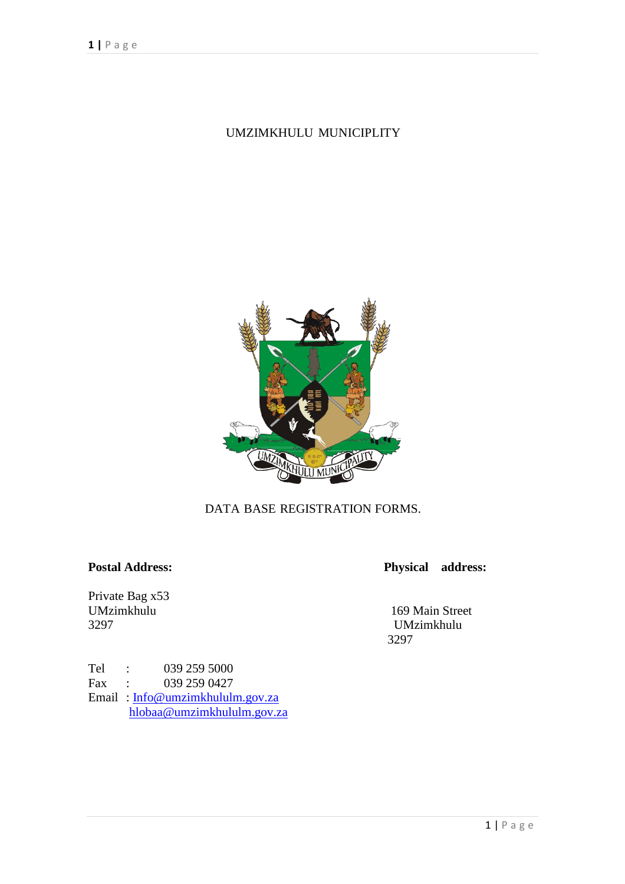# UMZIMKHULU MUNICIPLITY

## DATA BASE REGISTRATION FORMS.

**Postal Address:**

Private Bag x53
UMzimkhulu
3297

**Physical address:**

169 Main Street
UMzimkhulu
3297

Tel : 039 259 5000
Fax : 039 259 0427
Email : Info@umzimkhululm.gov.za
hlobaa@umzimkhululm.gov.za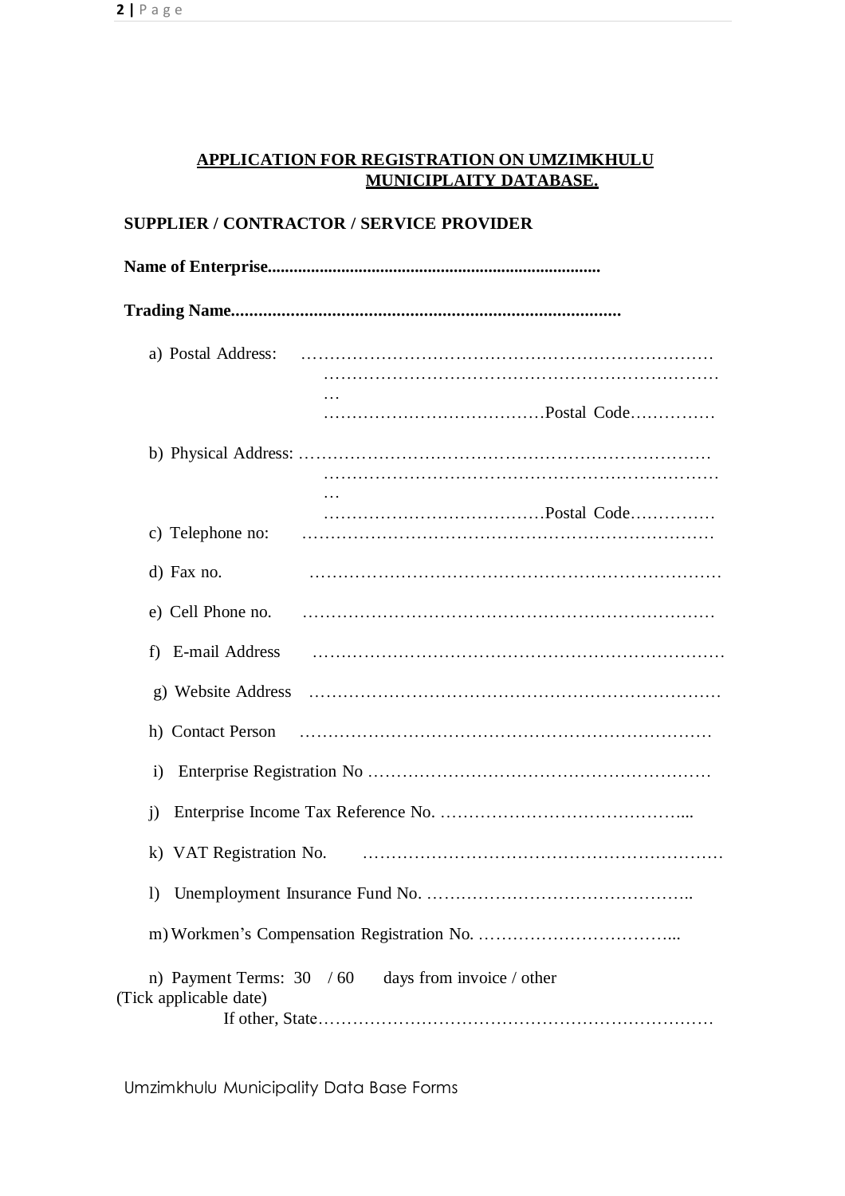## APPLICATION FOR REGISTRATION ON UMZIMKHULU MUNICIPLAITY DATABASE.

**SUPPLIER / CONTRACTOR / SERVICE PROVIDER**

**Name of Enterprise...........................................................................**

**Trading Name....................................................................................**

a) Postal Address: ……………………………………………………………………
……………………………………………………………………
……………………………………Postal Code……………

b) Physical Address: ……………………………………………………………………
……………………………………………………………………
……………………………………Postal Code……………

c) Telephone no: ……………………………………………………………………

d) Fax no. ……………………………………………………………………

e) Cell Phone no. ……………………………………………………………………

f) E-mail Address ……………………………………………………………………

g) Website Address ……………………………………………………………………

h) Contact Person ……………………………………………………………………

i) Enterprise Registration No ……………………………………………………

j) Enterprise Income Tax Reference No. ……………………………………...

k) VAT Registration No. ………………………………………………………

l) Unemployment Insurance Fund No. ………………………………………..

m) Workmen's Compensation Registration No. ……………………………...

n) Payment Terms: 30 / 60 days from invoice / other
(Tick applicable date)
If other, State………………………………………………………………

Umzimkhulu Municipality Data Base Forms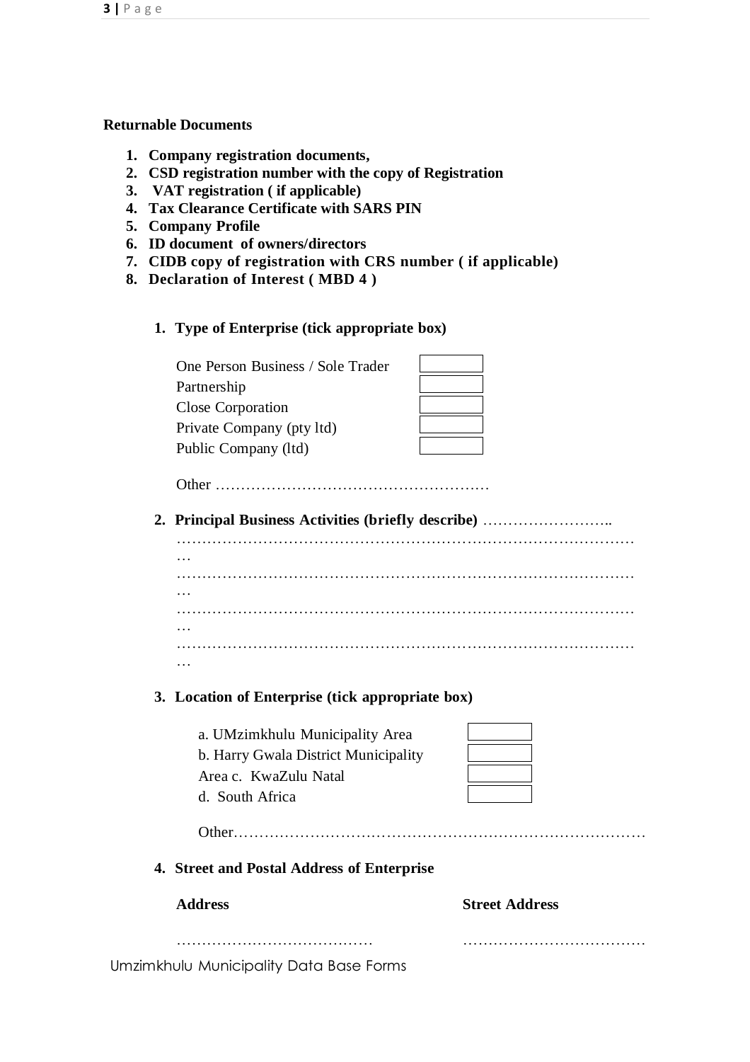**Returnable Documents**

1. **Company registration documents,**
2. **CSD registration number with the copy of Registration**
3. **VAT registration ( if applicable)**
4. **Tax Clearance Certificate with SARS PIN**
5. **Company Profile**
6. **ID document of owners/directors**
7. **CIDB copy of registration with CRS number ( if applicable)**
8. **Declaration of Interest ( MBD 4 )**

1. **Type of Enterprise (tick appropriate box)**

| | |
|---|---|
| One Person Business / Sole Trader | ☐ |
| Partnership | ☐ |
| Close Corporation | ☐ |
| Private Company (pty ltd) | ☐ |
| Public Company (ltd) | ☐ |

Other ………………………………………………

2. **Principal Business Activities (briefly describe)** ……………………..
………………………………………………………………………………………
………………………………………………………………………………………
………………………………………………………………………………………
………………………………………………………………………………………

3. **Location of Enterprise (tick appropriate box)**

| | |
|---|---|
| a. UMzimkhulu Municipality Area | ☐ |
| b. Harry Gwala District Municipality Area | ☐ |
| c. KwaZulu Natal | ☐ |
| d. South Africa | ☐ |

Other…………………………………………………………………………

4. **Street and Postal Address of Enterprise**

| **Address** | **Street Address** |
|---|---|
| ………………………………… | ……………………………… |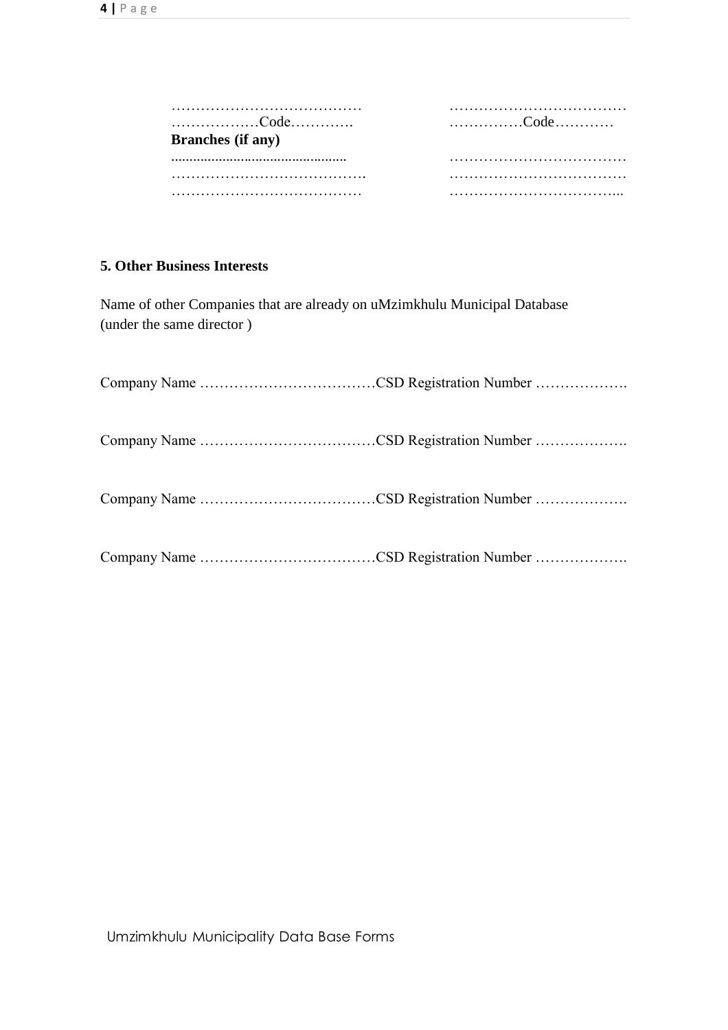………………………………… ………………………………

………………Code…………. ……………Code…………

**Branches (if any)**

............................................... ………………………………

…………………………………. ………………………………

………………………………… ……………………………...

**5. Other Business Interests**

Name of other Companies that are already on uMzimkhulu Municipal Database (under the same director )

Company Name ………………………………CSD Registration Number ……………….

Company Name ………………………………CSD Registration Number ……………….

Company Name ………………………………CSD Registration Number ……………….

Company Name ………………………………CSD Registration Number ……………….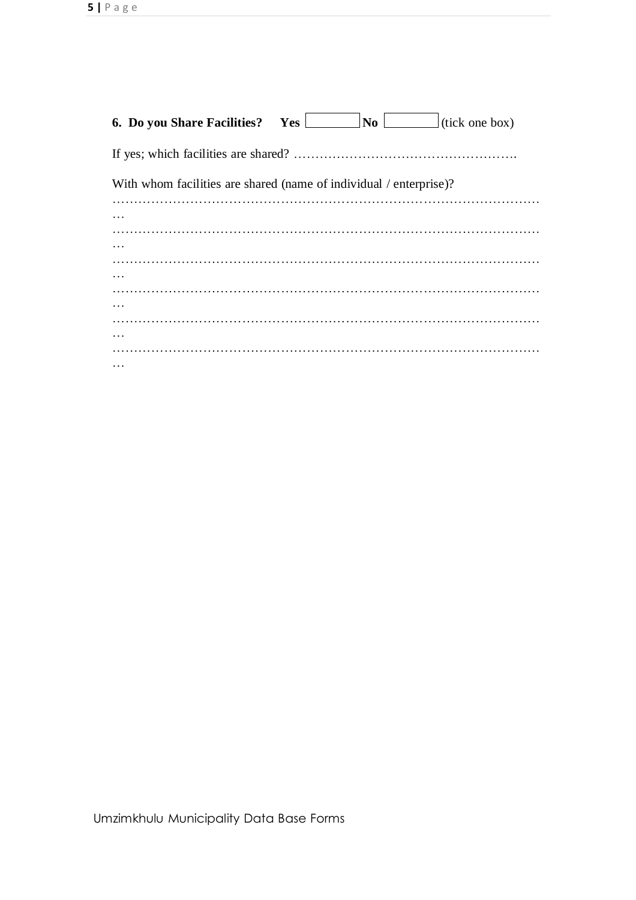**6. Do you Share Facilities? Yes** ☐ **No** ☐ (tick one box)

If yes; which facilities are shared? …………………………………………….

With whom facilities are shared (name of individual / enterprise)?

……………………………………………………………………………………
…
……………………………………………………………………………………
…
……………………………………………………………………………………
…
……………………………………………………………………………………
…
……………………………………………………………………………………
…
……………………………………………………………………………………
…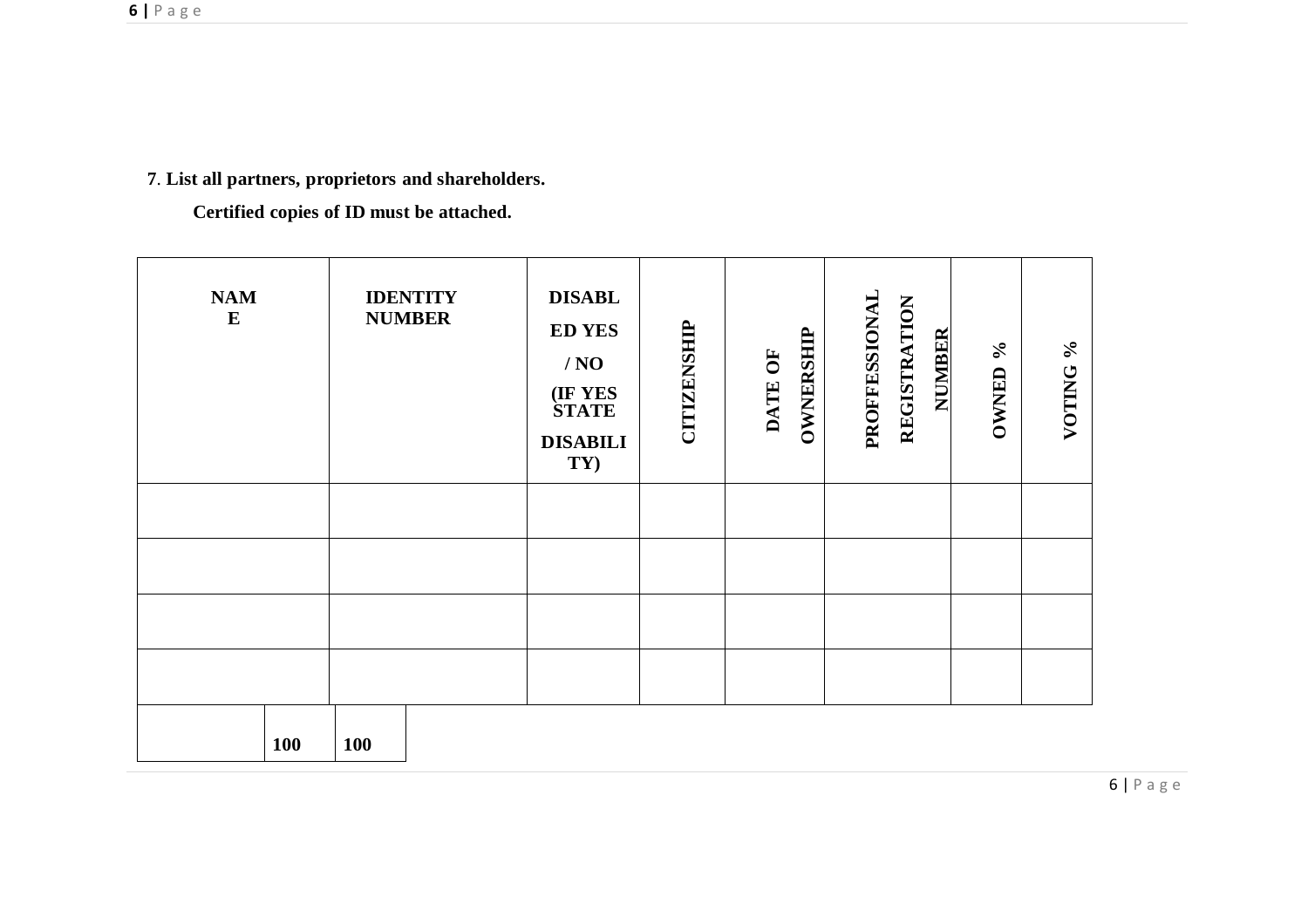**7. List all partners, proprietors and shareholders.**

**Certified copies of ID must be attached.**

| NAME | IDENTITY NUMBER | DISABLED YES / NO (IF YES STATE DISABILITY) | CITIZENSHIP | DATE OF OWNERSHIP | PROFFESSIONAL REGISTRATION NUMBER | OWNED % | VOTING % |
|---|---|---|---|---|---|---|---|
| | | | | | | | |
| | | | | | | | |
| | | | | | | | |
| | | | | | | | |

| | | |
|---|---|---|
| | **100** | **100** |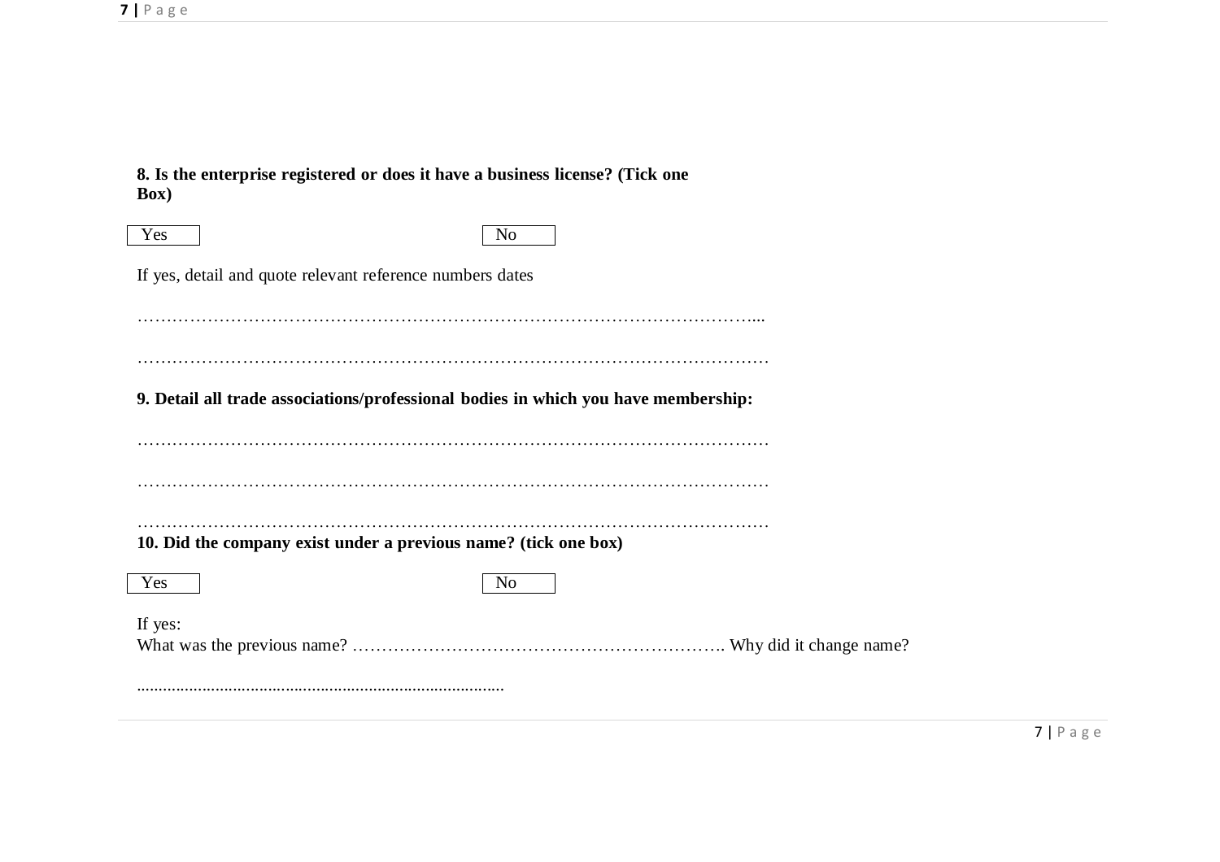**8. Is the enterprise registered or does it have a business license? (Tick one Box)**

| Yes | No |
|---|---|

If yes, detail and quote relevant reference numbers dates

…………………………………………………………………………………………………...

…………………………………………………………………………………………………

**9. Detail all trade associations/professional bodies in which you have membership:**

…………………………………………………………………………………………………

…………………………………………………………………………………………………

…………………………………………………………………………………………………

**10. Did the company exist under a previous name? (tick one box)**

| Yes | No |
|---|---|

If yes:

What was the previous name? …………………………………………………………. Why did it change name?

....................................................................................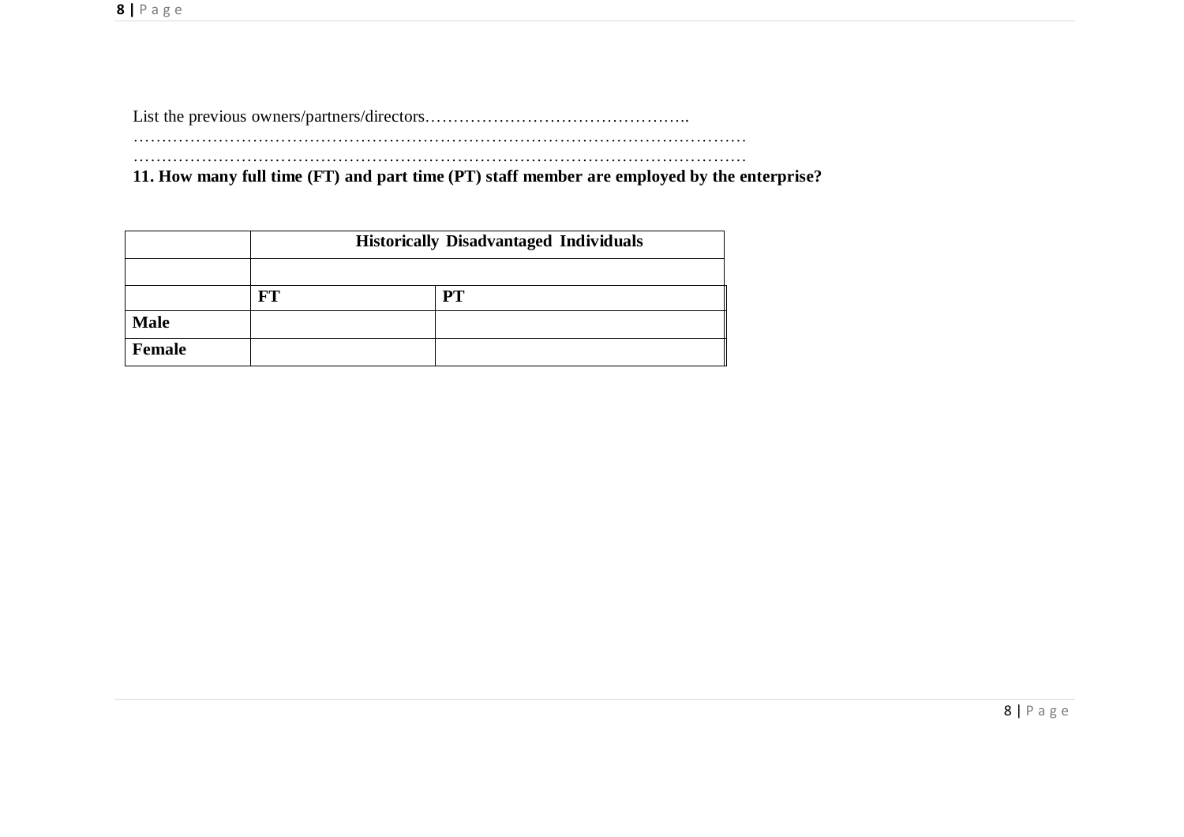List the previous owners/partners/directors………………………………………..
……………………………………………………………………………………………
……………………………………………………………………………………………

**11. How many full time (FT) and part time (PT) staff member are employed by the enterprise?**

| | **Historically Disadvantaged Individuals** | |
|---|---|---|
| | | |
| | **FT** | **PT** |
| **Male** | | |
| **Female** | | |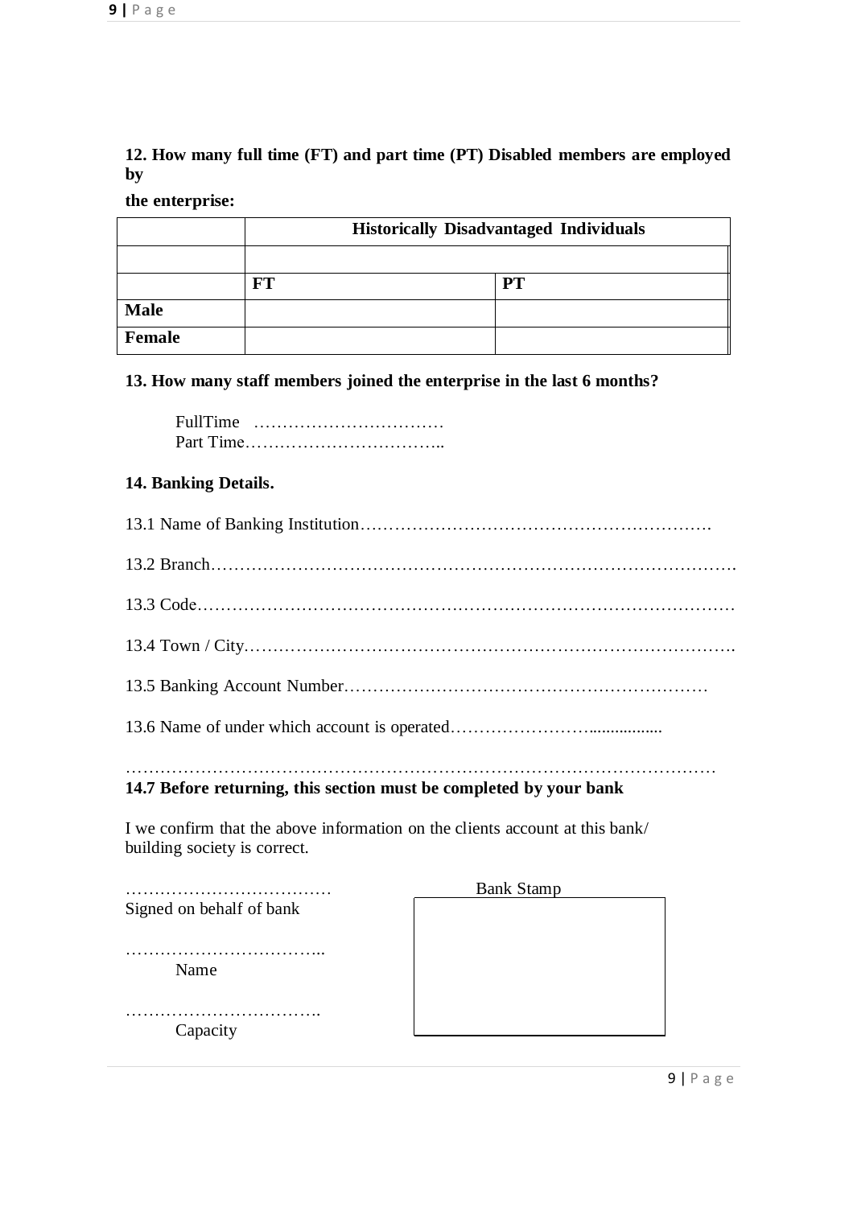**12. How many full time (FT) and part time (PT) Disabled members are employed by**

**the enterprise:**

| | **Historically Disadvantaged Individuals** | |
|---|---|---|
| | | |
| | **FT** | **PT** |
| **Male** | | |
| **Female** | | |

**13. How many staff members joined the enterprise in the last 6 months?**

FullTime ……………………………
Part Time……………………………..

**14. Banking Details.**

13.1 Name of Banking Institution…………………………………………………….

13.2 Branch………………………………………………………………………….

13.3 Code…………………………………………………………………………

13.4 Town / City…………………………………………………………………….

13.5 Banking Account Number………………………………………………………

13.6 Name of under which account is operated…………………….................

………………………………………………………………………………………

**14.7 Before returning, this section must be completed by your bank**

I we confirm that the above information on the clients account at this bank/ building society is correct.

………………………………
Signed on behalf of bank

……………………………..
Name

…………………………….
Capacity

Bank Stamp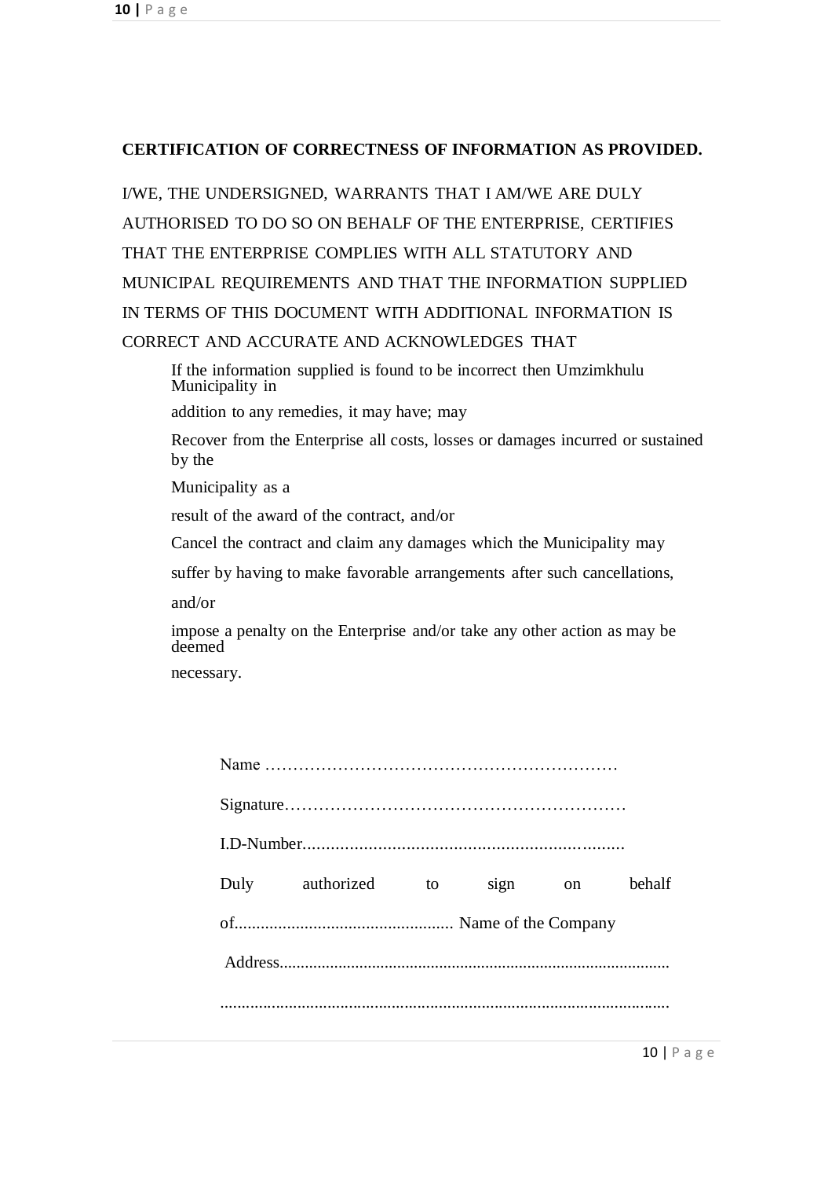**CERTIFICATION OF CORRECTNESS OF INFORMATION AS PROVIDED.**

I/WE, THE UNDERSIGNED, WARRANTS THAT I AM/WE ARE DULY AUTHORISED TO DO SO ON BEHALF OF THE ENTERPRISE, CERTIFIES THAT THE ENTERPRISE COMPLIES WITH ALL STATUTORY AND MUNICIPAL REQUIREMENTS AND THAT THE INFORMATION SUPPLIED IN TERMS OF THIS DOCUMENT WITH ADDITIONAL INFORMATION IS CORRECT AND ACCURATE AND ACKNOWLEDGES THAT

If the information supplied is found to be incorrect then Umzimkhulu Municipality in

addition to any remedies, it may have; may

Recover from the Enterprise all costs, losses or damages incurred or sustained by the

Municipality as a

result of the award of the contract, and/or

Cancel the contract and claim any damages which the Municipality may

suffer by having to make favorable arrangements after such cancellations,

and/or

impose a penalty on the Enterprise and/or take any other action as may be deemed

necessary.

Name ………………………………………………………

Signature……………………………………………………

I.D-Number......................................................................

Duly authorized to sign on behalf

of.................................................. Name of the Company

Address............................................................................................

.........................................................................................................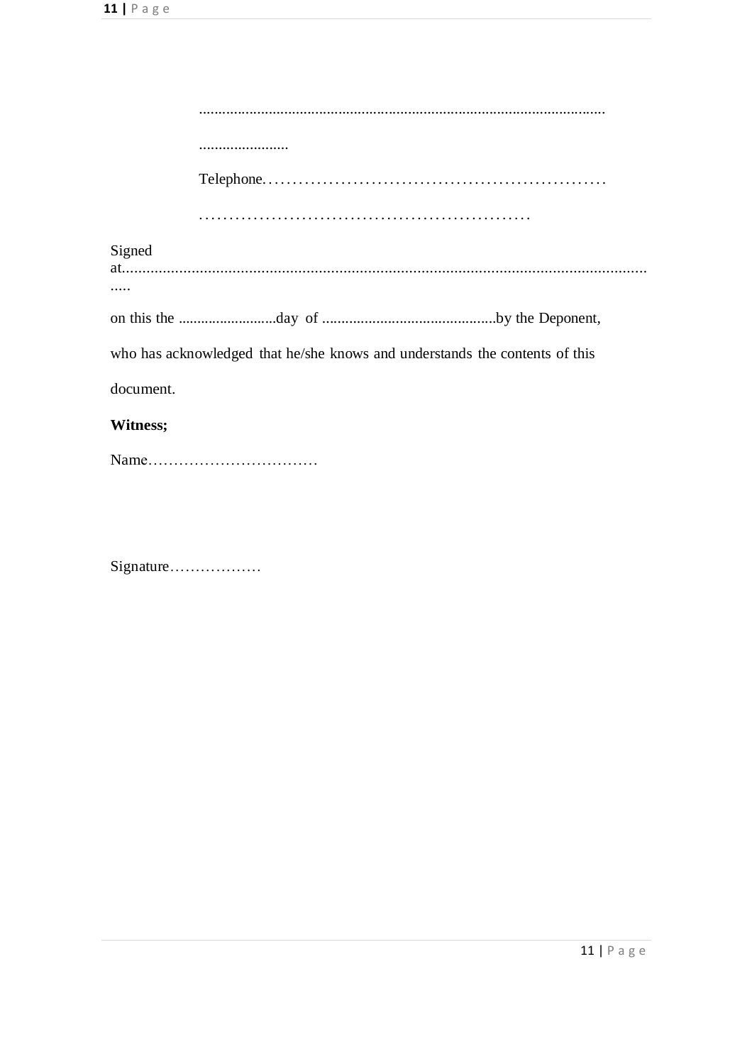........................................................................................................

.......................

Telephone.........................................................

........................................................

Signed at.......................................................................................................................
.....

on this the ..........................day of .............................................by the Deponent,

who has acknowledged that he/she knows and understands the contents of this

document.

**Witness;**

Name................................

Signature.................